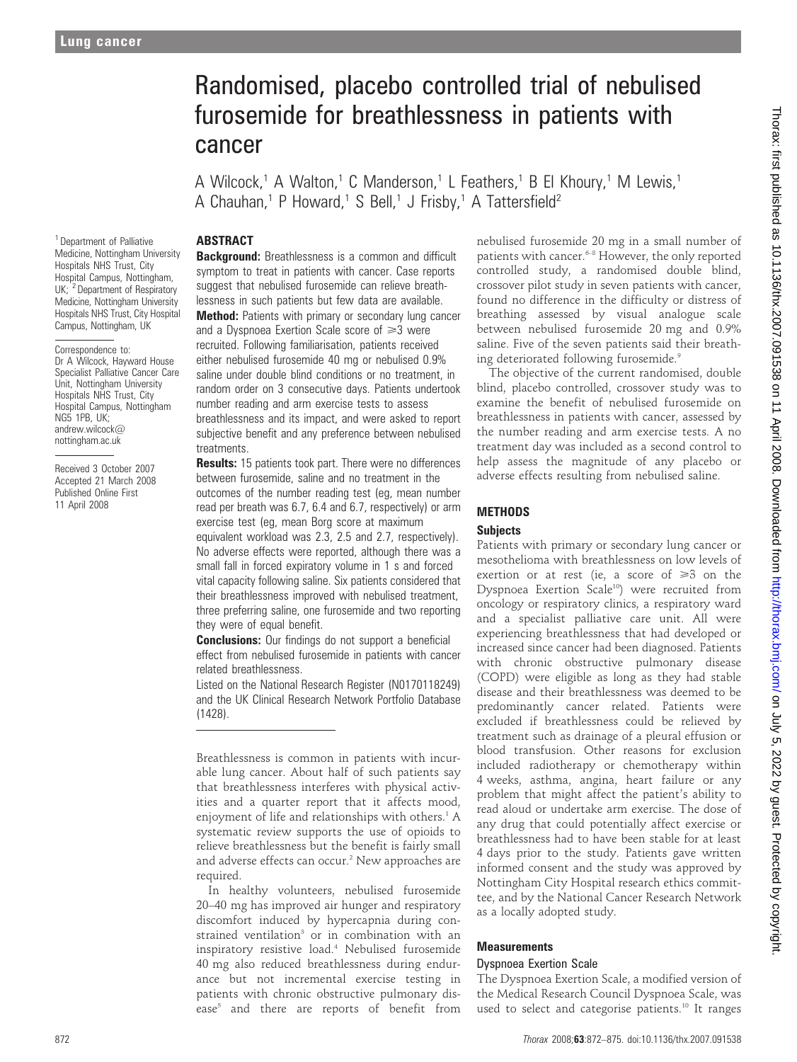# Randomised, placebo controlled trial of nebulised furosemide for breathlessness in patients with cancer

A Wilcock,[1] A Walton,[1] C Manderson,[1] L Feathers,[1] B El Khoury,[1] M Lewis,[1] A Chauhan,[1] P Howard,[1] S Bell,[1] J Frisby,[1] A Tattersfield[2]

[1] Department of Palliative Medicine, Nottingham University Hospitals NHS Trust, City Hospital Campus, Nottingham, UK; [2] Department of Respiratory Medicine, Nottingham University Hospitals NHS Trust, City Hospital Campus, Nottingham, UK

Correspondence to: Dr A Wilcock, Hayward House Specialist Palliative Cancer Care Unit, Nottingham University Hospitals NHS Trust, City Hospital Campus, Nottingham NG5 1PB, UK; andrew.wilcock@nottingham.ac.uk

Received 3 October 2007
Accepted 21 March 2008
Published Online First 11 April 2008

## ABSTRACT

**Background:** Breathlessness is a common and difficult symptom to treat in patients with cancer. Case reports suggest that nebulised furosemide can relieve breathlessness in such patients but few data are available.

**Method:** Patients with primary or secondary lung cancer and a Dyspnoea Exertion Scale score of $\geqslant 3$ were recruited. Following familiarisation, patients received either nebulised furosemide 40 mg or nebulised 0.9% saline under double blind conditions or no treatment, in random order on 3 consecutive days. Patients undertook number reading and arm exercise tests to assess breathlessness and its impact, and were asked to report subjective benefit and any preference between nebulised treatments.

**Results:** 15 patients took part. There were no differences between furosemide, saline and no treatment in the outcomes of the number reading test (eg, mean number read per breath was 6.7, 6.4 and 6.7, respectively) or arm exercise test (eg, mean Borg score at maximum equivalent workload was 2.3, 2.5 and 2.7, respectively). No adverse effects were reported, although there was a small fall in forced expiratory volume in 1 s and forced vital capacity following saline. Six patients considered that their breathlessness improved with nebulised treatment, three preferring saline, one furosemide and two reporting they were of equal benefit.

**Conclusions:** Our findings do not support a beneficial effect from nebulised furosemide in patients with cancer related breathlessness.

Listed on the National Research Register (N0170118249) and the UK Clinical Research Network Portfolio Database (1428).

Breathlessness is common in patients with incurable lung cancer. About half of such patients say that breathlessness interferes with physical activities and a quarter report that it affects mood, enjoyment of life and relationships with others.[1] A systematic review supports the use of opioids to relieve breathlessness but the benefit is fairly small and adverse effects can occur.[2] New approaches are required.

In healthy volunteers, nebulised furosemide 20–40 mg has improved air hunger and respiratory discomfort induced by hypercapnia during constrained ventilation[3] or in combination with an inspiratory resistive load.[4] Nebulised furosemide 40 mg also reduced breathlessness during endurance but not incremental exercise testing in patients with chronic obstructive pulmonary disease[5] and there are reports of benefit from nebulised furosemide 20 mg in a small number of patients with cancer.[6–8] However, the only reported controlled study, a randomised double blind, crossover pilot study in seven patients with cancer, found no difference in the difficulty or distress of breathing assessed by visual analogue scale between nebulised furosemide 20 mg and 0.9% saline. Five of the seven patients said their breathing deteriorated following furosemide.[9]

The objective of the current randomised, double blind, placebo controlled, crossover study was to examine the benefit of nebulised furosemide on breathlessness in patients with cancer, assessed by the number reading and arm exercise tests. A no treatment day was included as a second control to help assess the magnitude of any placebo or adverse effects resulting from nebulised saline.

## METHODS

### Subjects

Patients with primary or secondary lung cancer or mesothelioma with breathlessness on low levels of exertion or at rest (ie, a score of $\geqslant 3$ on the Dyspnoea Exertion Scale[10]) were recruited from oncology or respiratory clinics, a respiratory ward and a specialist palliative care unit. All were experiencing breathlessness that had developed or increased since cancer had been diagnosed. Patients with chronic obstructive pulmonary disease (COPD) were eligible as long as they had stable disease and their breathlessness was deemed to be predominantly cancer related. Patients were excluded if breathlessness could be relieved by treatment such as drainage of a pleural effusion or blood transfusion. Other reasons for exclusion included radiotherapy or chemotherapy within 4 weeks, asthma, angina, heart failure or any problem that might affect the patient's ability to read aloud or undertake arm exercise. The dose of any drug that could potentially affect exercise or breathlessness had to have been stable for at least 4 days prior to the study. Patients gave written informed consent and the study was approved by Nottingham City Hospital research ethics committee, and by the National Cancer Research Network as a locally adopted study.

### Measurements

#### Dyspnoea Exertion Scale

The Dyspnoea Exertion Scale, a modified version of the Medical Research Council Dyspnoea Scale, was used to select and categorise patients.[10] It ranges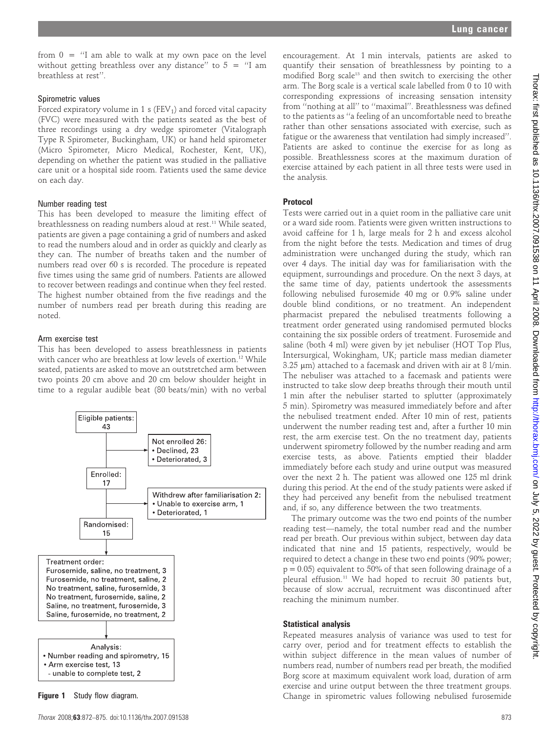from 0 = "I am able to walk at my own pace on the level without getting breathless over any distance" to 5 = "I am breathless at rest".

### Spirometric values

Forced expiratory volume in 1 s ($FEV_1$) and forced vital capacity (FVC) were measured with the patients seated as the best of three recordings using a dry wedge spirometer (Vitalograph Type R Spirometer, Buckingham, UK) or hand held spirometer (Micro Spirometer, Micro Medical, Rochester, Kent, UK), depending on whether the patient was studied in the palliative care unit or a hospital side room. Patients used the same device on each day.

### Number reading test

This has been developed to measure the limiting effect of breathlessness on reading numbers aloud at rest.[11] While seated, patients are given a page containing a grid of numbers and asked to read the numbers aloud and in order as quickly and clearly as they can. The number of breaths taken and the number of numbers read over 60 s is recorded. The procedure is repeated five times using the same grid of numbers. Patients are allowed to recover between readings and continue when they feel rested. The highest number obtained from the five readings and the number of numbers read per breath during this reading are noted.

### Arm exercise test

This has been developed to assess breathlessness in patients with cancer who are breathless at low levels of exertion.[12] While seated, patients are asked to move an outstretched arm between two points 20 cm above and 20 cm below shoulder height in time to a regular audible beat (80 beats/min) with no verbal encouragement. At 1 min intervals, patients are asked to quantify their sensation of breathlessness by pointing to a modified Borg scale[13] and then switch to exercising the other arm. The Borg scale is a vertical scale labelled from 0 to 10 with corresponding expressions of increasing sensation intensity from "nothing at all" to "maximal". Breathlessness was defined to the patients as "a feeling of an uncomfortable need to breathe rather than other sensations associated with exercise, such as fatigue or the awareness that ventilation had simply increased". Patients are asked to continue the exercise for as long as possible. Breathlessness scores at the maximum duration of exercise attained by each patient in all three tests were used in the analysis.

Eligible patients: 43

Not enrolled 26:
- Declined, 23
- Deteriorated, 3

Enrolled: 17

Withdrew after familiarisation 2:
- Unable to exercise arm, 1
- Deteriorated, 1

Randomised: 15

Treatment order:
Furosemide, saline, no treatment, 3
Furosemide, no treatment, saline, 2
No treatment, saline, furosemide, 3
No treatment, furosemide, saline, 2
Saline, no treatment, furosemide, 3
Saline, furosemide, no treatment, 2

Analysis:
- Number reading and spirometry, 15
- Arm exercise test, 13
  - unable to complete test, 2

**Figure 1** Study flow diagram.

## Protocol

Tests were carried out in a quiet room in the palliative care unit or a ward side room. Patients were given written instructions to avoid caffeine for 1 h, large meals for 2 h and excess alcohol from the night before the tests. Medication and times of drug administration were unchanged during the study, which ran over 4 days. The initial day was for familiarisation with the equipment, surroundings and procedure. On the next 3 days, at the same time of day, patients undertook the assessments following nebulised furosemide 40 mg or 0.9% saline under double blind conditions, or no treatment. An independent pharmacist prepared the nebulised treatments following a treatment order generated using randomised permuted blocks containing the six possible orders of treatment. Furosemide and saline (both 4 ml) were given by jet nebuliser (HOT Top Plus, Intersurgical, Wokingham, UK; particle mass median diameter 3.25 μm) attached to a facemask and driven with air at 8 l/min. The nebuliser was attached to a facemask and patients were instructed to take slow deep breaths through their mouth until 1 min after the nebuliser started to splutter (approximately 5 min). Spirometry was measured immediately before and after the nebulised treatment ended. After 10 min of rest, patients underwent the number reading test and, after a further 10 min rest, the arm exercise test. On the no treatment day, patients underwent spirometry followed by the number reading and arm exercise tests, as above. Patients emptied their bladder immediately before each study and urine output was measured over the next 2 h. The patient was allowed one 125 ml drink during this period. At the end of the study patients were asked if they had perceived any benefit from the nebulised treatment and, if so, any difference between the two treatments.

The primary outcome was the two end points of the number reading test—namely, the total number read and the number read per breath. Our previous within subject, between day data indicated that nine and 15 patients, respectively, would be required to detect a change in these two end points (90% power; p = 0.05) equivalent to 50% of that seen following drainage of a pleural effusion.[11] We had hoped to recruit 30 patients but, because of slow accrual, recruitment was discontinued after reaching the minimum number.

## Statistical analysis

Repeated measures analysis of variance was used to test for carry over, period and for treatment effects to establish the within subject difference in the mean values of number of numbers read, number of numbers read per breath, the modified Borg score at maximum equivalent work load, duration of arm exercise and urine output between the three treatment groups. Change in spirometric values following nebulised furosemide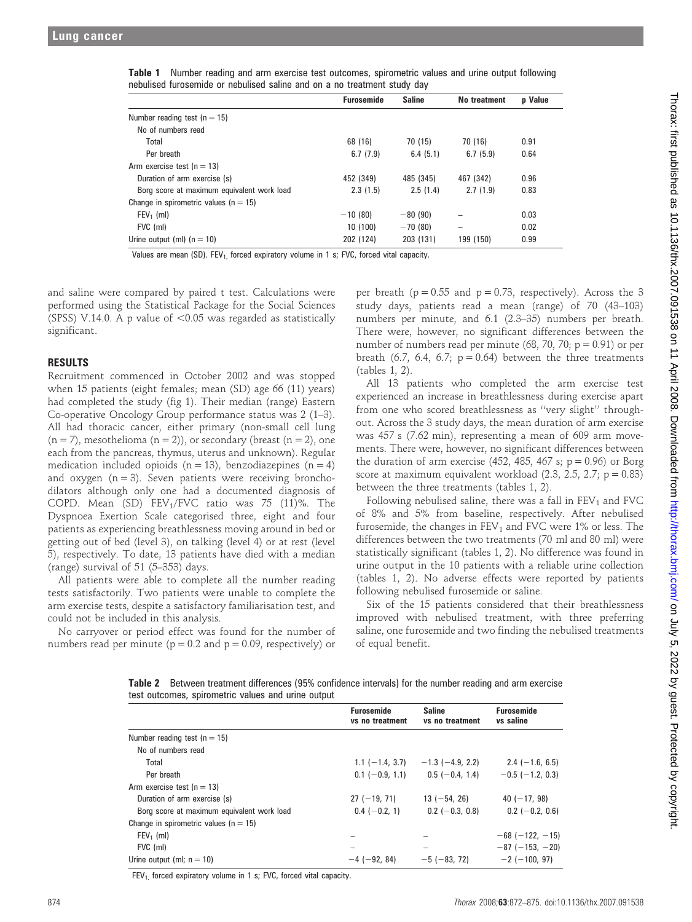**Table 1** Number reading and arm exercise test outcomes, spirometric values and urine output following nebulised furosemide or nebulised saline and on a no treatment study day

| | Furosemide | Saline | No treatment | p Value |
|---|---|---|---|---|
| Number reading test (n = 15) | | | | |
| No of numbers read | | | | |
| Total | 68 (16) | 70 (15) | 70 (16) | 0.91 |
| Per breath | 6.7 (7.9) | 6.4 (5.1) | 6.7 (5.9) | 0.64 |
| Arm exercise test (n = 13) | | | | |
| Duration of arm exercise (s) | 452 (349) | 485 (345) | 467 (342) | 0.96 |
| Borg score at maximum equivalent work load | 2.3 (1.5) | 2.5 (1.4) | 2.7 (1.9) | 0.83 |
| Change in spirometric values (n = 15) | | | | |
| $FEV_1$ (ml) | −10 (80) | −80 (90) | – | 0.03 |
| FVC (ml) | 10 (100) | −70 (80) | – | 0.02 |
| Urine output (ml) (n = 10) | 202 (124) | 203 (131) | 199 (150) | 0.99 |

Values are mean (SD). $FEV_1$, forced expiratory volume in 1 s; FVC, forced vital capacity.

and saline were compared by paired t test. Calculations were performed using the Statistical Package for the Social Sciences (SPSS) V.14.0. A p value of $<0.05$ was regarded as statistically significant.

## RESULTS

Recruitment commenced in October 2002 and was stopped when 15 patients (eight females; mean (SD) age 66 (11) years) had completed the study (fig 1). Their median (range) Eastern Co-operative Oncology Group performance status was 2 (1–3). All had thoracic cancer, either primary (non-small cell lung (n = 7), mesothelioma (n = 2)), or secondary (breast (n = 2), one each from the pancreas, thymus, uterus and unknown). Regular medication included opioids (n = 13), benzodiazepines (n = 4) and oxygen (n = 3). Seven patients were receiving bronchodilators although only one had a documented diagnosis of COPD. Mean (SD) $FEV_1$/FVC ratio was 75 (11)%. The Dyspnoea Exertion Scale categorised three, eight and four patients as experiencing breathlessness moving around in bed or getting out of bed (level 3), on talking (level 4) or at rest (level 5), respectively. To date, 13 patients have died with a median (range) survival of 51 (5–353) days.

All patients were able to complete all the number reading tests satisfactorily. Two patients were unable to complete the arm exercise tests, despite a satisfactory familiarisation test, and could not be included in this analysis.

No carryover or period effect was found for the number of numbers read per minute (p = 0.2 and p = 0.09, respectively) or per breath (p = 0.55 and p = 0.73, respectively). Across the 3 study days, patients read a mean (range) of 70 (43–103) numbers per minute, and 6.1 (2.3–35) numbers per breath. There were, however, no significant differences between the number of numbers read per minute (68, 70, 70; p = 0.91) or per breath (6.7, 6.4, 6.7; p = 0.64) between the three treatments (tables 1, 2).

All 13 patients who completed the arm exercise test experienced an increase in breathlessness during exercise apart from one who scored breathlessness as "very slight" throughout. Across the 3 study days, the mean duration of arm exercise was 457 s (7.62 min), representing a mean of 609 arm movements. There were, however, no significant differences between the duration of arm exercise (452, 485, 467 s; p = 0.96) or Borg score at maximum equivalent workload (2.3, 2.5, 2.7; p = 0.83) between the three treatments (tables 1, 2).

Following nebulised saline, there was a fall in $FEV_1$ and FVC of 8% and 5% from baseline, respectively. After nebulised furosemide, the changes in $FEV_1$ and FVC were 1% or less. The differences between the two treatments (70 ml and 80 ml) were statistically significant (tables 1, 2). No difference was found in urine output in the 10 patients with a reliable urine collection (tables 1, 2). No adverse effects were reported by patients following nebulised furosemide or saline.

Six of the 15 patients considered that their breathlessness improved with nebulised treatment, with three preferring saline, one furosemide and two finding the nebulised treatments of equal benefit.

**Table 2** Between treatment differences (95% confidence intervals) for the number reading and arm exercise test outcomes, spirometric values and urine output

| | Furosemide vs no treatment | Saline vs no treatment | Furosemide vs saline |
|---|---|---|---|
| Number reading test (n = 15) | | | |
| No of numbers read | | | |
| Total | 1.1 (−1.4, 3.7) | −1.3 (−4.9, 2.2) | 2.4 (−1.6, 6.5) |
| Per breath | 0.1 (−0.9, 1.1) | 0.5 (−0.4, 1.4) | −0.5 (−1.2, 0.3) |
| Arm exercise test (n = 13) | | | |
| Duration of arm exercise (s) | 27 (−19, 71) | 13 (−54, 26) | 40 (−17, 98) |
| Borg score at maximum equivalent work load | 0.4 (−0.2, 1) | 0.2 (−0.3, 0.8) | 0.2 (−0.2, 0.6) |
| Change in spirometric values (n = 15) | | | |
| $FEV_1$ (ml) | – | – | −68 (−122, −15) |
| FVC (ml) | – | – | −87 (−153, −20) |
| Urine output (ml; n = 10) | −4 (−92, 84) | −5 (−83, 72) | −2 (−100, 97) |

$FEV_1$, forced expiratory volume in 1 s; FVC, forced vital capacity.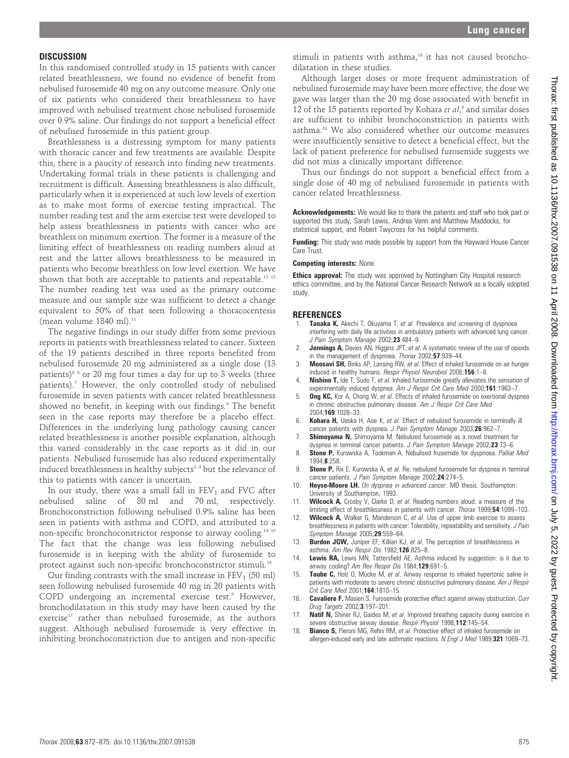## DISCUSSION

In this randomised controlled study in 15 patients with cancer related breathlessness, we found no evidence of benefit from nebulised furosemide 40 mg on any outcome measure. Only one of six patients who considered their breathlessness to have improved with nebulised treatment chose nebulised furosemide over 0.9% saline. Our findings do not support a beneficial effect of nebulised furosemide in this patient group.

Breathlessness is a distressing symptom for many patients with thoracic cancer and few treatments are available. Despite this, there is a paucity of research into finding new treatments. Undertaking formal trials in these patients is challenging and recruitment is difficult. Assessing breathlessness is also difficult, particularly when it is experienced at such low levels of exertion as to make most forms of exercise testing impractical. The number reading test and the arm exercise test were developed to help assess breathlessness in patients with cancer who are breathless on minimum exertion. The former is a measure of the limiting effect of breathlessness on reading numbers aloud at rest and the latter allows breathlessness to be measured in patients who become breathless on low level exertion. We have shown that both are acceptable to patients and repeatable.[11 12] The number reading test was used as the primary outcome measure and our sample size was sufficient to detect a change equivalent to 50% of that seen following a thoracocentesis (mean volume 1840 ml).[11]

The negative findings in our study differ from some previous reports in patients with breathlessness related to cancer. Sixteen of the 19 patients described in three reports benefited from nebulised furosemide 20 mg administered as a single dose (13 patients)[6 8] or 20 mg four times a day for up to 3 weeks (three patients).[7] However, the only controlled study of nebulised furosemide in seven patients with cancer related breathlessness showed no benefit, in keeping with our findings.[9] The benefit seen in the case reports may therefore be a placebo effect. Differences in the underlying lung pathology causing cancer related breathlessness is another possible explanation, although this varied considerably in the case reports as it did in our patients. Nebulised furosemide has also reduced experimentally induced breathlessness in healthy subjects[3 4] but the relevance of this to patients with cancer is uncertain.

In our study, there was a small fall in $FEV_1$ and FVC after nebulised saline of 80 ml and 70 ml, respectively. Bronchoconstriction following nebulised 0.9% saline has been seen in patients with asthma and COPD, and attributed to a non-specific bronchoconstrictor response to airway cooling.[14 15] The fact that the change was less following nebulised furosemide is in keeping with the ability of furosemide to protect against such non-specific bronchoconstrictor stimuli.[16]

Our finding contrasts with the small increase in $FEV_1$ (50 ml) seen following nebulised furosemide 40 mg in 20 patients with COPD undergoing an incremental exercise test.[5] However, bronchodilatation in this study may have been caused by the exercise[17] rather than nebulised furosemide, as the authors suggest. Although nebulised furosemide is very effective in inhibiting bronchoconstriction due to antigen and non-specific stimuli in patients with asthma,[16] it has not caused bronchodilatation in these studies.

Although larger doses or more frequent administration of nebulised furosemide may have been more effective, the dose we gave was larger than the 20 mg dose associated with benefit in 12 of the 15 patients reported by Kohara *et al*,[6] and similar doses are sufficient to inhibit bronchoconstriction in patients with asthma.[18] We also considered whether our outcome measures were insufficiently sensitive to detect a beneficial effect, but the lack of patient preference for nebulised furosemide suggests we did not miss a clinically important difference.

Thus our findings do not support a beneficial effect from a single dose of 40 mg of nebulised furosemide in patients with cancer related breathlessness.

**Acknowledgements:** We would like to thank the patients and staff who took part or supported this study, Sarah Lewis, Andrea Venn and Matthew Maddocks, for statistical support, and Robert Twycross for his helpful comments.

**Funding:** This study was made possible by support from the Hayward House Cancer Care Trust.

**Competing interests:** None.

**Ethics approval:** The study was approved by Nottingham City Hospital research ethics committee, and by the National Cancer Research Network as a locally adopted study.

## REFERENCES

1. **Tanaka K,** Akechi T, Okuyama T, *et al*. Prevalence and screening of dyspnoea interfering with daily life activities in ambulatory patients with advanced lung cancer. *J Pain Symptom Manage* 2002;**23**:484–9.
2. **Jennings A,** Davies AN, Higgins JPT, *et al*. A systematic review of the use of opioids in the management of dyspnoea. *Thorax* 2002;**57**:939–44.
3. **Moosavi SH,** Binks AP, Lansing RW, *et al*. Effect of inhaled furosemide on air hunger induced in healthy humans. *Respir Physiol Neurobiol* 2006;**156**:1–8.
4. **Nishino T,** Ide T, Sudo T, *et al*. Inhaled furosemide greatly alleviates the sensation of experimentally induced dyspnea. *Am J Respir Crit Care Med* 2000;**161**:1963–7.
5. **Ong KC,** Kor A, Chong W, *et al*. Effects of inhaled furosemide on exertional dyspnea in chronic obstructive pulmonary disease. *Am J Respir Crit Care Med* 2004;**169**:1028–33.
6. **Kohara H,** Ueoka H, Aoe K, *et al*. Effect of nebulized furosemide in terminally ill cancer patients with dyspnea. *J Pain Symptom Manage* 2003;**26**:962–7.
7. **Shimoyama N,** Shimoyama M. Nebulized furosemide as a novel treatment for dyspnea in terminal cancer patients. *J Pain Symptom Manage* 2002;**23**:73–6.
8. **Stone P,** Kurowska A, Tookman A. Nebulised frusemide for dyspnoea. *Palliat Med* 1994;**8**:258.
9. **Stone P,** Rix E, Kurowska A, *et al*. Re: nebulized furosemide for dyspnea in terminal cancer patients. *J Pain Symptom Manage* 2002;**24**:274–5.
10. **Heyse-Moore LH.** *On dyspnea in advanced cancer*. MD thesis. Southampton: University of Southampton, 1993.
11. **Wilcock A,** Crosby V, Clarke D, *et al*. Reading numbers aloud: a measure of the limiting effect of breathlessness in patients with cancer. *Thorax* 1999;**54**:1099–103.
12. **Wilcock A,** Walker G, Manderson C, *et al*. Use of upper limb exercise to assess breathlessness in patients with cancer: Tolerability, repeatability and sensitivity. *J Pain Symptom Manage* 2005;**29**:559–64.
13. **Burdon JGW,** Juniper EF, Killian KJ, *et al*. The perception of breathlessness in asthma. *Am Rev Respir Dis* 1982;**126**:825–8.
14. **Lewis RA,** Lewis MN, Tattersfield AE. Asthma induced by suggestion: is it due to airway cooling? *Am Rev Respir Dis* 1984;**129**:691–5.
15. **Taube C,** Holz O, Mücke M, *et al*. Airway response to inhaled hypertonic saline in patients with moderate to severe chronic obstructive pulmonary disease. *Am J Respir Crit Care Med* 2001;**164**:1810–15.
16. **Cavaliere F,** Masieri S. Furosemide protective effect against airway obstruction. *Curr Drug Targets* 2002;**3**:197–201.
17. **Natif N,** Shiner RJ, Gaides M, *et al*. Improved breathing capacity during exercise in severe obstructive airway disease. *Respir Physiol* 1998;**112**:145–54.
18. **Bianco S,** Pieroni MG, Refini RM, *et al*. Protective effect of inhaled furosemide on allergen-induced early and late asthmatic reactions. *N Engl J Med* 1989;**321**:1069–73.